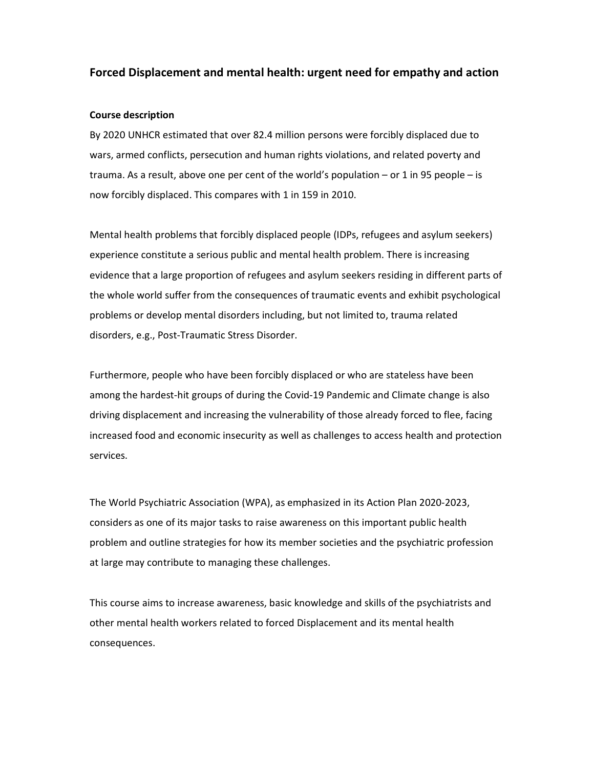# Forced Displacement and mental health: urgent need for empathy and action

## Course description

By 2020 UNHCR estimated that over 82.4 million persons were forcibly displaced due to wars, armed conflicts, persecution and human rights violations, and related poverty and trauma. As a result, above one per cent of the world's population – or 1 in 95 people – is now forcibly displaced. This compares with 1 in 159 in 2010.

Mental health problems that forcibly displaced people (IDPs, refugees and asylum seekers) experience constitute a serious public and mental health problem. There is increasing evidence that a large proportion of refugees and asylum seekers residing in different parts of the whole world suffer from the consequences of traumatic events and exhibit psychological problems or develop mental disorders including, but not limited to, trauma related disorders, e.g., Post-Traumatic Stress Disorder.

Furthermore, people who have been forcibly displaced or who are stateless have been among the hardest-hit groups of during the Covid-19 Pandemic and Climate change is also driving displacement and increasing the vulnerability of those already forced to flee, facing increased food and economic insecurity as well as challenges to access health and protection services.

The World Psychiatric Association (WPA), as emphasized in its Action Plan 2020-2023, considers as one of its major tasks to raise awareness on this important public health problem and outline strategies for how its member societies and the psychiatric profession at large may contribute to managing these challenges.

This course aims to increase awareness, basic knowledge and skills of the psychiatrists and other mental health workers related to forced Displacement and its mental health consequences.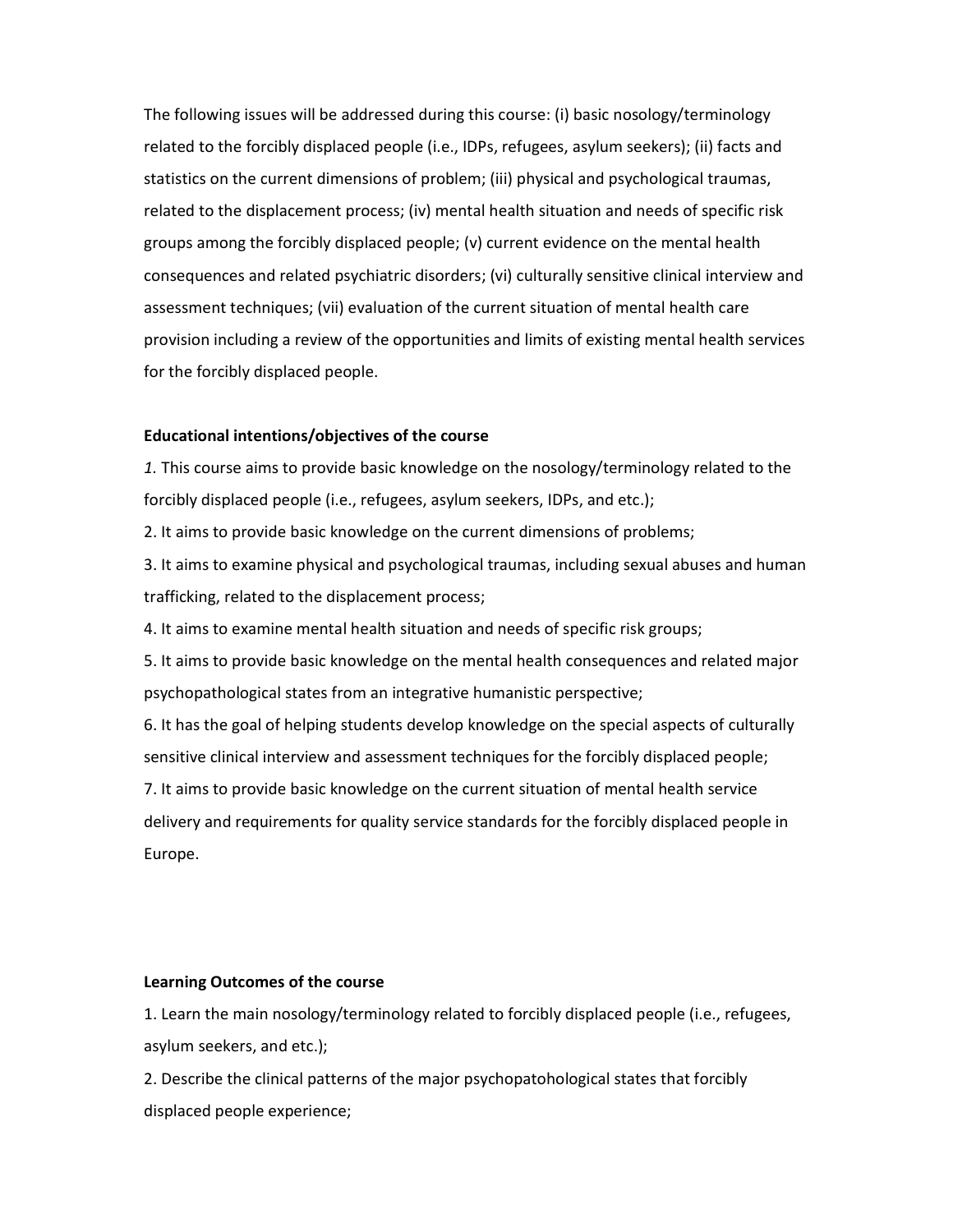The following issues will be addressed during this course: (i) basic nosology/terminology related to the forcibly displaced people (i.e., IDPs, refugees, asylum seekers); (ii) facts and statistics on the current dimensions of problem; (iii) physical and psychological traumas, related to the displacement process; (iv) mental health situation and needs of specific risk groups among the forcibly displaced people; (v) current evidence on the mental health consequences and related psychiatric disorders; (vi) culturally sensitive clinical interview and assessment techniques; (vii) evaluation of the current situation of mental health care provision including a review of the opportunities and limits of existing mental health services for the forcibly displaced people.

**Educational intentions/objectives of the course**

*1.* This course aims to provide basic knowledge on the nosology/terminology related to the forcibly displaced people (i.e., refugees, asylum seekers, IDPs, and etc.);

2. It aims to provide basic knowledge on the current dimensions of problems;

3. It aims to examine physical and psychological traumas, including sexual abuses and human trafficking, related to the displacement process;

4. It aims to examine mental health situation and needs of specific risk groups;

5. It aims to provide basic knowledge on the mental health consequences and related major psychopathological states from an integrative humanistic perspective;

6. It has the goal of helping students develop knowledge on the special aspects of culturally sensitive clinical interview and assessment techniques for the forcibly displaced people;

7. It aims to provide basic knowledge on the current situation of mental health service delivery and requirements for quality service standards for the forcibly displaced people in Europe.

**Learning Outcomes of the course**

1. Learn the main nosology/terminology related to forcibly displaced people (i.e., refugees, asylum seekers, and etc.);

2. Describe the clinical patterns of the major psychopatohological states that forcibly displaced people experience;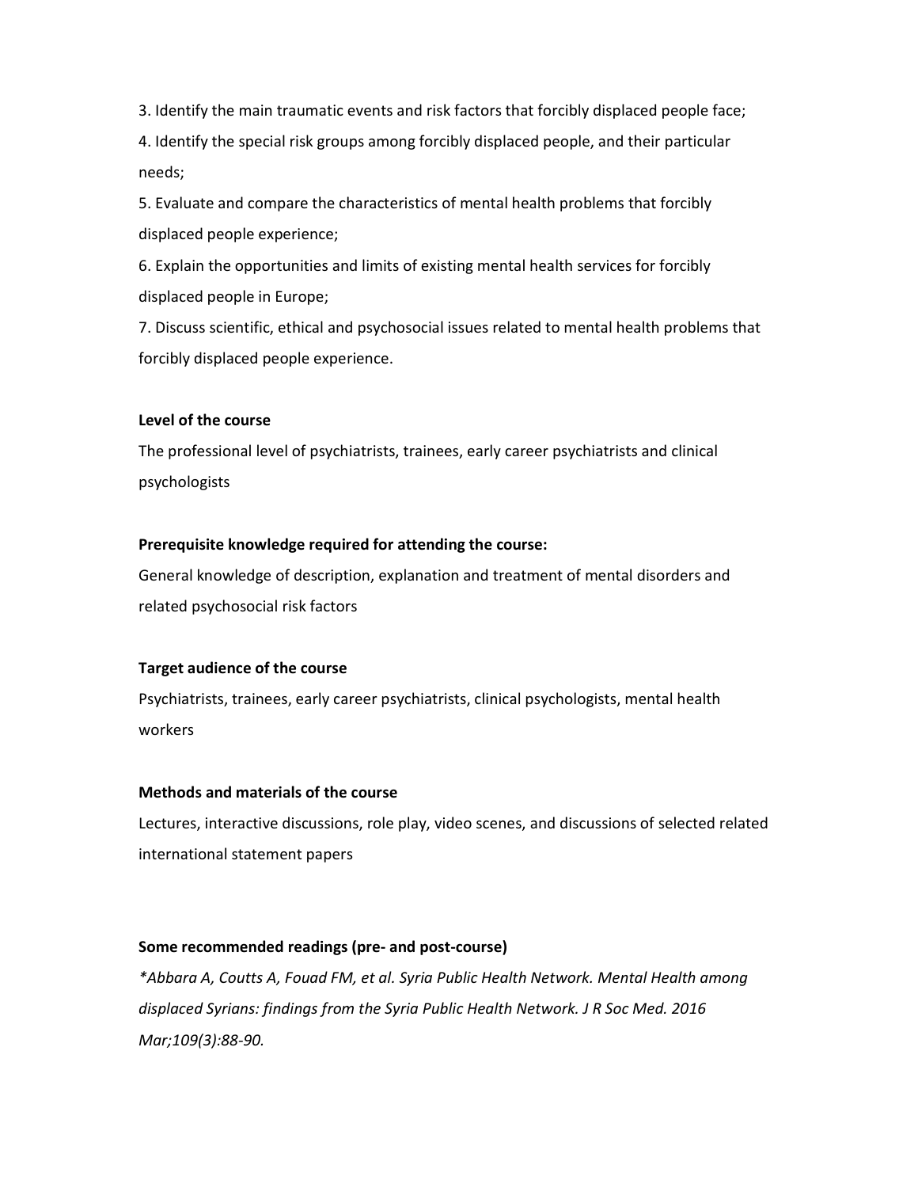3. Identify the main traumatic events and risk factors that forcibly displaced people face;
4. Identify the special risk groups among forcibly displaced people, and their particular needs;
5. Evaluate and compare the characteristics of mental health problems that forcibly displaced people experience;
6. Explain the opportunities and limits of existing mental health services for forcibly displaced people in Europe;
7. Discuss scientific, ethical and psychosocial issues related to mental health problems that forcibly displaced people experience.

**Level of the course**

The professional level of psychiatrists, trainees, early career psychiatrists and clinical psychologists

**Prerequisite knowledge required for attending the course:**

General knowledge of description, explanation and treatment of mental disorders and related psychosocial risk factors

**Target audience of the course**

Psychiatrists, trainees, early career psychiatrists, clinical psychologists, mental health workers

**Methods and materials of the course**

Lectures, interactive discussions, role play, video scenes, and discussions of selected related international statement papers

**Some recommended readings (pre- and post-course)**

*\*Abbara A, Coutts A, Fouad FM, et al. Syria Public Health Network. Mental Health among displaced Syrians: findings from the Syria Public Health Network. J R Soc Med. 2016 Mar;109(3):88-90.*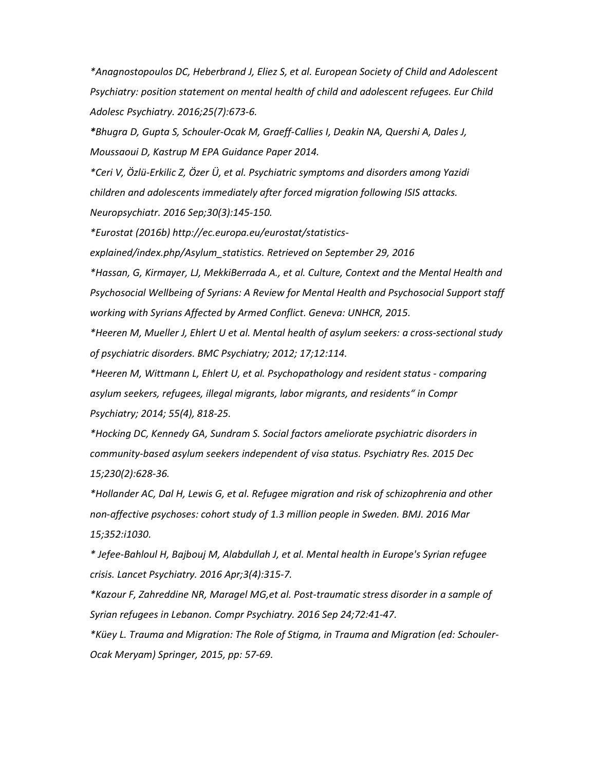*Anagnostopoulos DC, Heberbrand J, Eliez S, et al. European Society of Child and Adolescent Psychiatry: position statement on mental health of child and adolescent refugees. Eur Child Adolesc Psychiatry. 2016;25(7):673-6.*

*Bhugra D, Gupta S, Schouler-Ocak M, Graeff-Callies I, Deakin NA, Quershi A, Dales J, Moussaoui D, Kastrup M EPA Guidance Paper 2014.*

*Ceri V, Özlü-Erkilic Z, Özer Ü, et al. Psychiatric symptoms and disorders among Yazidi children and adolescents immediately after forced migration following ISIS attacks. Neuropsychiatr. 2016 Sep;30(3):145-150.*

*Eurostat (2016b) http://ec.europa.eu/eurostat/statistics-explained/index.php/Asylum_statistics. Retrieved on September 29, 2016*

*Hassan, G, Kirmayer, LJ, MekkiBerrada A., et al. Culture, Context and the Mental Health and Psychosocial Wellbeing of Syrians: A Review for Mental Health and Psychosocial Support staff working with Syrians Affected by Armed Conflict. Geneva: UNHCR, 2015.*

*Heeren M, Mueller J, Ehlert U et al. Mental health of asylum seekers: a cross-sectional study of psychiatric disorders. BMC Psychiatry; 2012; 17;12:114.*

*Heeren M, Wittmann L, Ehlert U, et al. Psychopathology and resident status - comparing asylum seekers, refugees, illegal migrants, labor migrants, and residents" in Compr Psychiatry; 2014; 55(4), 818-25.*

*Hocking DC, Kennedy GA, Sundram S. Social factors ameliorate psychiatric disorders in community-based asylum seekers independent of visa status. Psychiatry Res. 2015 Dec 15;230(2):628-36.*

*Hollander AC, Dal H, Lewis G, et al. Refugee migration and risk of schizophrenia and other non-affective psychoses: cohort study of 1.3 million people in Sweden. BMJ. 2016 Mar 15;352:i1030.*

* Jefee-Bahloul H, Bajbouj M, Alabdullah J, et al. Mental health in Europe's Syrian refugee crisis. Lancet Psychiatry. 2016 Apr;3(4):315-7.*

*Kazour F, Zahreddine NR, Maragel MG,et al. Post-traumatic stress disorder in a sample of Syrian refugees in Lebanon. Compr Psychiatry. 2016 Sep 24;72:41-47.*

*Küey L. Trauma and Migration: The Role of Stigma, in Trauma and Migration (ed: Schouler-Ocak Meryam) Springer, 2015, pp: 57-69.*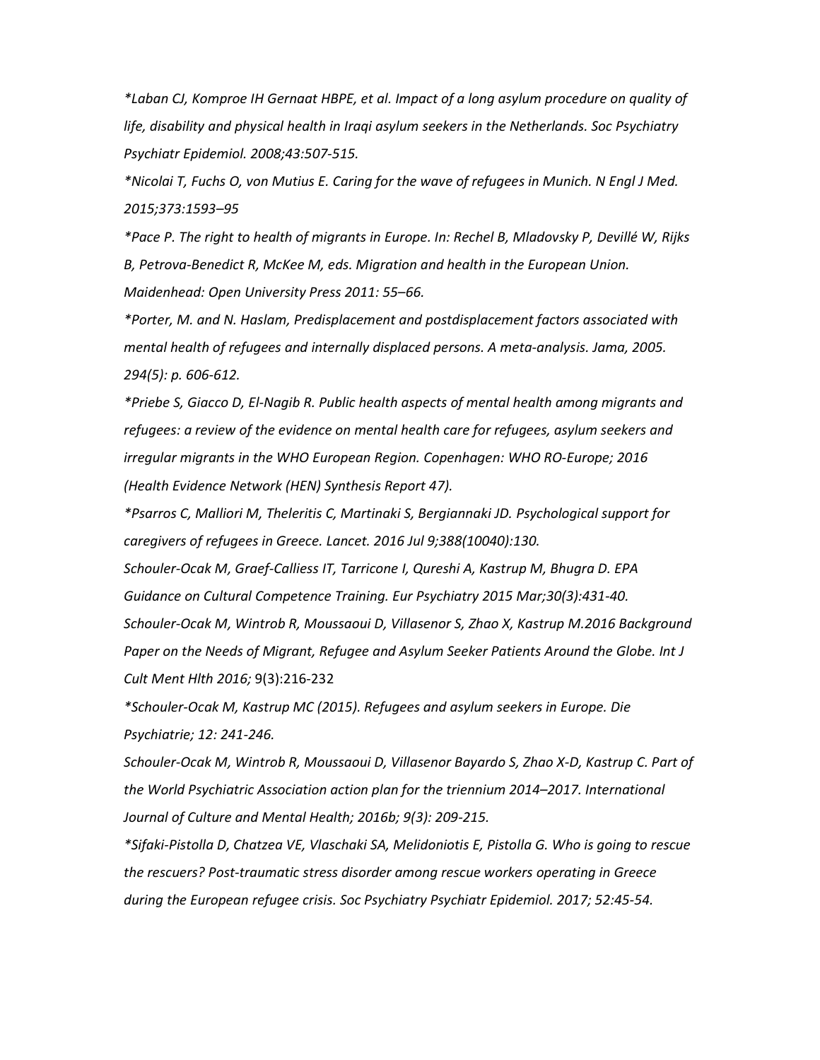*Laban CJ, Komproe IH Gernaat HBPE, et al. Impact of a long asylum procedure on quality of life, disability and physical health in Iraqi asylum seekers in the Netherlands. Soc Psychiatry Psychiatr Epidemiol. 2008;43:507-515.

*Nicolai T, Fuchs O, von Mutius E. Caring for the wave of refugees in Munich. N Engl J Med. 2015;373:1593–95

*Pace P. The right to health of migrants in Europe. In: Rechel B, Mladovsky P, Devillé W, Rijks B, Petrova-Benedict R, McKee M, eds. Migration and health in the European Union. Maidenhead: Open University Press 2011: 55–66.

*Porter, M. and N. Haslam, Predisplacement and postdisplacement factors associated with mental health of refugees and internally displaced persons. A meta-analysis. Jama, 2005. 294(5): p. 606-612.

*Priebe S, Giacco D, El-Nagib R. Public health aspects of mental health among migrants and refugees: a review of the evidence on mental health care for refugees, asylum seekers and irregular migrants in the WHO European Region. Copenhagen: WHO RO-Europe; 2016 (Health Evidence Network (HEN) Synthesis Report 47).

*Psarros C, Malliori M, Theleritis C, Martinaki S, Bergiannaki JD. Psychological support for caregivers of refugees in Greece. Lancet. 2016 Jul 9;388(10040):130.

Schouler-Ocak M, Graef-Calliess IT, Tarricone I, Qureshi A, Kastrup M, Bhugra D. EPA Guidance on Cultural Competence Training. Eur Psychiatry 2015 Mar;30(3):431-40.

Schouler-Ocak M, Wintrob R, Moussaoui D, Villasenor S, Zhao X, Kastrup M.2016 Background Paper on the Needs of Migrant, Refugee and Asylum Seeker Patients Around the Globe. Int J Cult Ment Hlth 2016; 9(3):216-232

*Schouler-Ocak M, Kastrup MC (2015). Refugees and asylum seekers in Europe. Die Psychiatrie; 12: 241-246.

Schouler-Ocak M, Wintrob R, Moussaoui D, Villasenor Bayardo S, Zhao X-D, Kastrup C. Part of the World Psychiatric Association action plan for the triennium 2014–2017. International Journal of Culture and Mental Health; 2016b; 9(3): 209-215.

*Sifaki-Pistolla D, Chatzea VE, Vlaschaki SA, Melidoniotis E, Pistolla G. Who is going to rescue the rescuers? Post-traumatic stress disorder among rescue workers operating in Greece during the European refugee crisis. Soc Psychiatry Psychiatr Epidemiol. 2017; 52:45-54.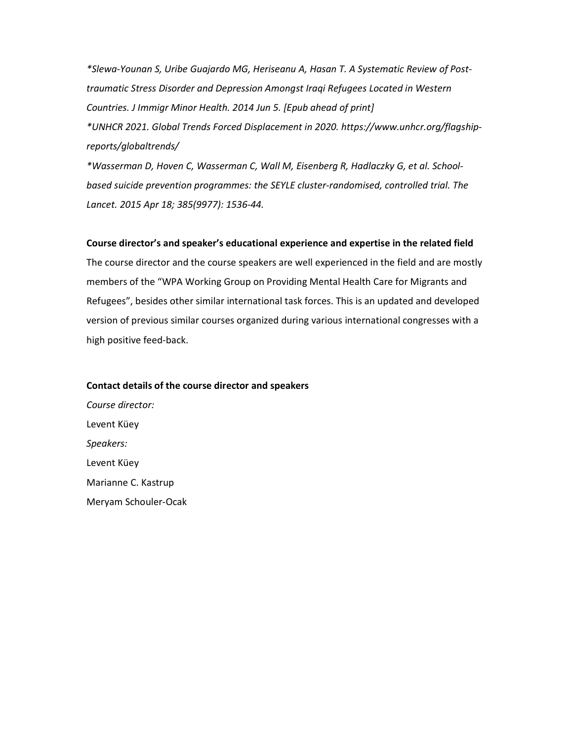*\*Slewa-Younan S, Uribe Guajardo MG, Heriseanu A, Hasan T. A Systematic Review of Post-traumatic Stress Disorder and Depression Amongst Iraqi Refugees Located in Western Countries. J Immigr Minor Health. 2014 Jun 5. [Epub ahead of print]*

*\*UNHCR 2021. Global Trends Forced Displacement in 2020. https://www.unhcr.org/flagship-reports/globaltrends/*

*\*Wasserman D, Hoven C, Wasserman C, Wall M, Eisenberg R, Hadlaczky G, et al. School-based suicide prevention programmes: the SEYLE cluster-randomised, controlled trial. The Lancet. 2015 Apr 18; 385(9977): 1536-44.*

**Course director's and speaker's educational experience and expertise in the related field**

The course director and the course speakers are well experienced in the field and are mostly members of the "WPA Working Group on Providing Mental Health Care for Migrants and Refugees", besides other similar international task forces. This is an updated and developed version of previous similar courses organized during various international congresses with a high positive feed-back.

**Contact details of the course director and speakers**

*Course director:*

Levent Küey

*Speakers:*

Levent Küey

Marianne C. Kastrup

Meryam Schouler-Ocak